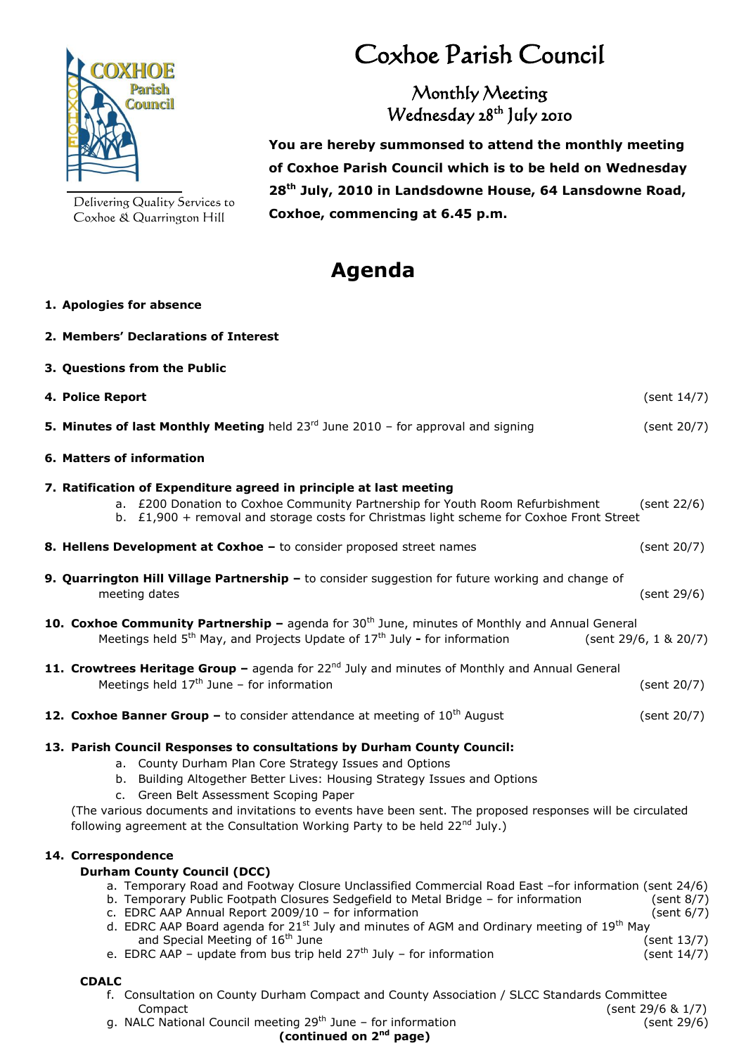# Coxhoe Parish Council

Delivering Quality Services to Coxhoe & Quarrington Hill

## Monthly Meeting
## Wednesday 28th July 2010

**You are hereby summonsed to attend the monthly meeting of Coxhoe Parish Council which is to be held on Wednesday 28th July, 2010 in Landsdowne House, 64 Lansdowne Road, Coxhoe, commencing at 6.45 p.m.**

# Agenda

1. **Apologies for absence**

2. **Members' Declarations of Interest**

3. **Questions from the Public**

4. **Police Report** (sent 14/7)

5. **Minutes of last Monthly Meeting** held 23rd June 2010 – for approval and signing (sent 20/7)

6. **Matters of information**

7. **Ratification of Expenditure agreed in principle at last meeting**
   a. £200 Donation to Coxhoe Community Partnership for Youth Room Refurbishment (sent 22/6)
   b. £1,900 + removal and storage costs for Christmas light scheme for Coxhoe Front Street

8. **Hellens Development at Coxhoe –** to consider proposed street names (sent 20/7)

9. **Quarrington Hill Village Partnership –** to consider suggestion for future working and change of meeting dates (sent 29/6)

10. **Coxhoe Community Partnership –** agenda for 30th June, minutes of Monthly and Annual General Meetings held 5th May, and Projects Update of 17th July **-** for information (sent 29/6, 1 & 20/7)

11. **Crowtrees Heritage Group –** agenda for 22nd July and minutes of Monthly and Annual General Meetings held 17th June – for information (sent 20/7)

12. **Coxhoe Banner Group –** to consider attendance at meeting of 10th August (sent 20/7)

13. **Parish Council Responses to consultations by Durham County Council:**
    a. County Durham Plan Core Strategy Issues and Options
    b. Building Altogether Better Lives: Housing Strategy Issues and Options
    c. Green Belt Assessment Scoping Paper

    (The various documents and invitations to events have been sent. The proposed responses will be circulated following agreement at the Consultation Working Party to be held 22nd July.)

14. **Correspondence**

    **Durham County Council (DCC)**
    a. Temporary Road and Footway Closure Unclassified Commercial Road East –for information (sent 24/6)
    b. Temporary Public Footpath Closures Sedgefield to Metal Bridge – for information (sent 8/7)
    c. EDRC AAP Annual Report 2009/10 – for information (sent 6/7)
    d. EDRC AAP Board agenda for 21st July and minutes of AGM and Ordinary meeting of 19th May and Special Meeting of 16th June (sent 13/7)
    e. EDRC AAP – update from bus trip held 27th July – for information (sent 14/7)

    **CDALC**
    f. Consultation on County Durham Compact and County Association / SLCC Standards Committee Compact (sent 29/6 & 1/7)
    g. NALC National Council meeting 29th June – for information (sent 29/6)

**(continued on 2nd page)**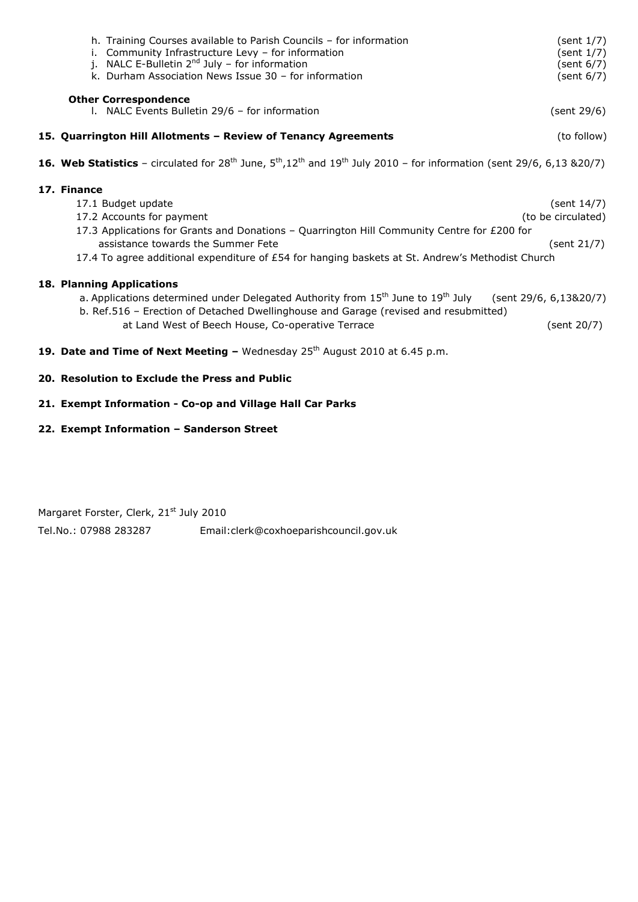h. Training Courses available to Parish Councils – for information (sent 1/7)
i. Community Infrastructure Levy – for information (sent 1/7)
j. NALC E-Bulletin 2nd July – for information (sent 6/7)
k. Durham Association News Issue 30 – for information (sent 6/7)

**Other Correspondence**

l. NALC Events Bulletin 29/6 – for information (sent 29/6)

**15. Quarrington Hill Allotments – Review of Tenancy Agreements** (to follow)

**16. Web Statistics** – circulated for 28th June, 5th, 12th and 19th July 2010 – for information (sent 29/6, 6,13 &20/7)

**17. Finance**

17.1 Budget update (sent 14/7)

17.2 Accounts for payment (to be circulated)

17.3 Applications for Grants and Donations – Quarrington Hill Community Centre for £200 for assistance towards the Summer Fete (sent 21/7)

17.4 To agree additional expenditure of £54 for hanging baskets at St. Andrew's Methodist Church

**18. Planning Applications**

a. Applications determined under Delegated Authority from 15th June to 19th July (sent 29/6, 6,13&20/7)

b. Ref.516 – Erection of Detached Dwellinghouse and Garage (revised and resubmitted) at Land West of Beech House, Co-operative Terrace (sent 20/7)

**19. Date and Time of Next Meeting –** Wednesday 25th August 2010 at 6.45 p.m.

**20. Resolution to Exclude the Press and Public**

**21. Exempt Information - Co-op and Village Hall Car Parks**

**22. Exempt Information – Sanderson Street**

Margaret Forster, Clerk, 21st July 2010

Tel.No.: 07988 283287 Email:clerk@coxhoeparishcouncil.gov.uk